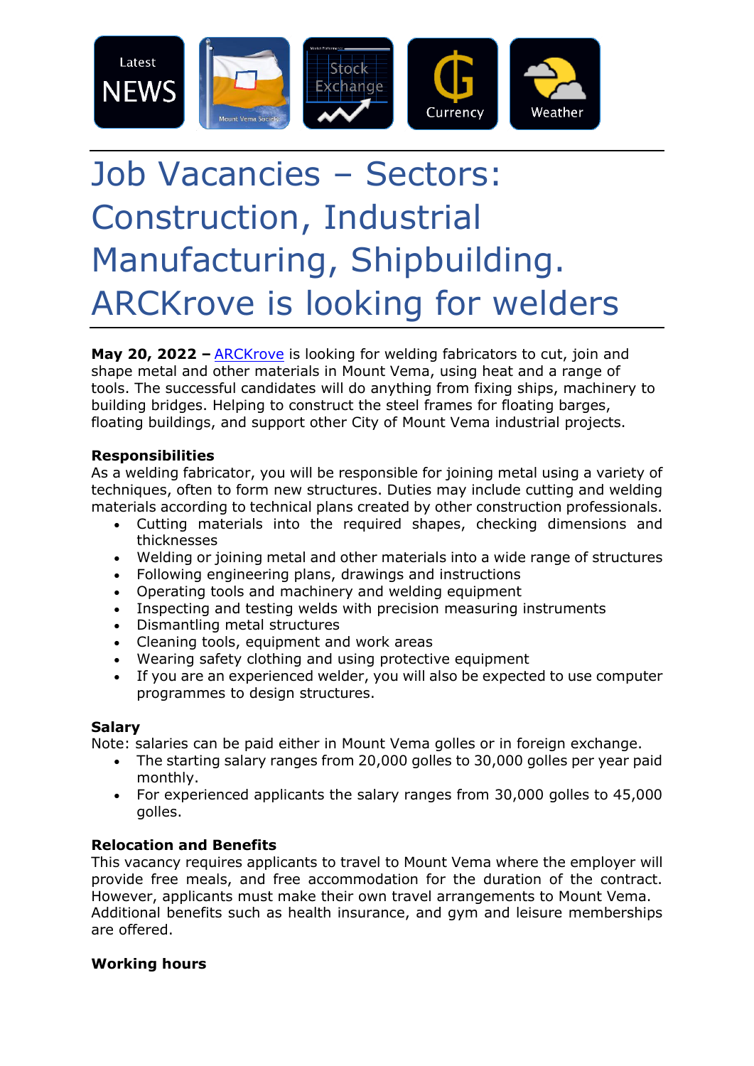Latest NEWS | Mount Vema Society | Stock Exchange | Currency | Weather

# Job Vacancies – Sectors: Construction, Industrial Manufacturing, Shipbuilding. ARCKrove is looking for welders

**May 20, 2022 –** ARCKrove is looking for welding fabricators to cut, join and shape metal and other materials in Mount Vema, using heat and a range of tools. The successful candidates will do anything from fixing ships, machinery to building bridges. Helping to construct the steel frames for floating barges, floating buildings, and support other City of Mount Vema industrial projects.

**Responsibilities**

As a welding fabricator, you will be responsible for joining metal using a variety of techniques, often to form new structures. Duties may include cutting and welding materials according to technical plans created by other construction professionals.

- Cutting materials into the required shapes, checking dimensions and thicknesses
- Welding or joining metal and other materials into a wide range of structures
- Following engineering plans, drawings and instructions
- Operating tools and machinery and welding equipment
- Inspecting and testing welds with precision measuring instruments
- Dismantling metal structures
- Cleaning tools, equipment and work areas
- Wearing safety clothing and using protective equipment
- If you are an experienced welder, you will also be expected to use computer programmes to design structures.

**Salary**

Note: salaries can be paid either in Mount Vema golles or in foreign exchange.

- The starting salary ranges from 20,000 golles to 30,000 golles per year paid monthly.
- For experienced applicants the salary ranges from 30,000 golles to 45,000 golles.

**Relocation and Benefits**

This vacancy requires applicants to travel to Mount Vema where the employer will provide free meals, and free accommodation for the duration of the contract. However, applicants must make their own travel arrangements to Mount Vema. Additional benefits such as health insurance, and gym and leisure memberships are offered.

**Working hours**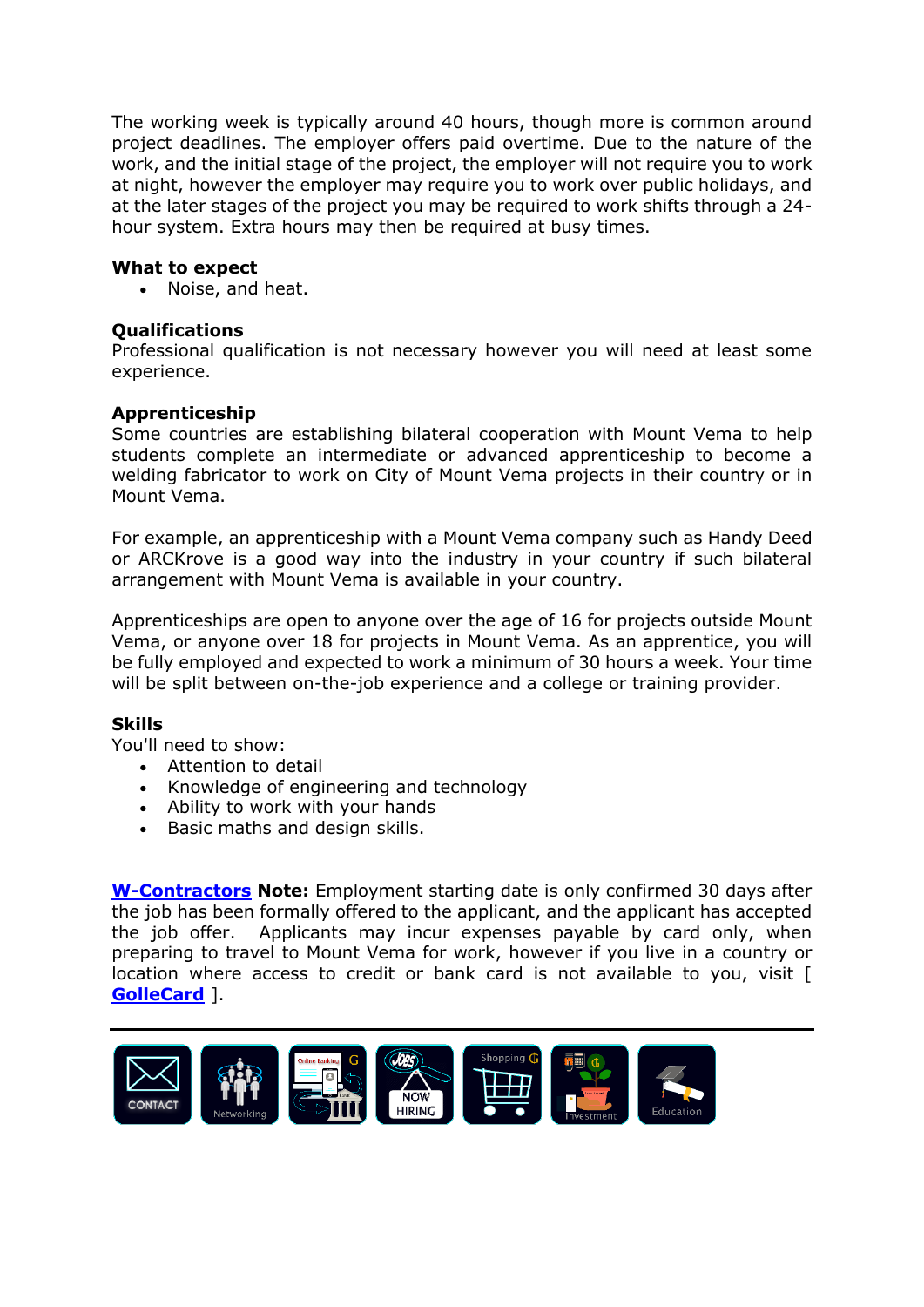The working week is typically around 40 hours, though more is common around project deadlines. The employer offers paid overtime. Due to the nature of the work, and the initial stage of the project, the employer will not require you to work at night, however the employer may require you to work over public holidays, and at the later stages of the project you may be required to work shifts through a 24-hour system. Extra hours may then be required at busy times.

**What to expect**

- Noise, and heat.

**Qualifications**

Professional qualification is not necessary however you will need at least some experience.

**Apprenticeship**

Some countries are establishing bilateral cooperation with Mount Vema to help students complete an intermediate or advanced apprenticeship to become a welding fabricator to work on City of Mount Vema projects in their country or in Mount Vema.

For example, an apprenticeship with a Mount Vema company such as Handy Deed or ARCKrove is a good way into the industry in your country if such bilateral arrangement with Mount Vema is available in your country.

Apprenticeships are open to anyone over the age of 16 for projects outside Mount Vema, or anyone over 18 for projects in Mount Vema. As an apprentice, you will be fully employed and expected to work a minimum of 30 hours a week. Your time will be split between on-the-job experience and a college or training provider.

**Skills**

You'll need to show:

- Attention to detail
- Knowledge of engineering and technology
- Ability to work with your hands
- Basic maths and design skills.

**W-Contractors** **Note:** Employment starting date is only confirmed 30 days after the job has been formally offered to the applicant, and the applicant has accepted the job offer. Applicants may incur expenses payable by card only, when preparing to travel to Mount Vema for work, however if you live in a country or location where access to credit or bank card is not available to you, visit [ **GolleCard** ].

CONTACT | Networking | Online Banking | NOW HIRING | Shopping | Investment | Education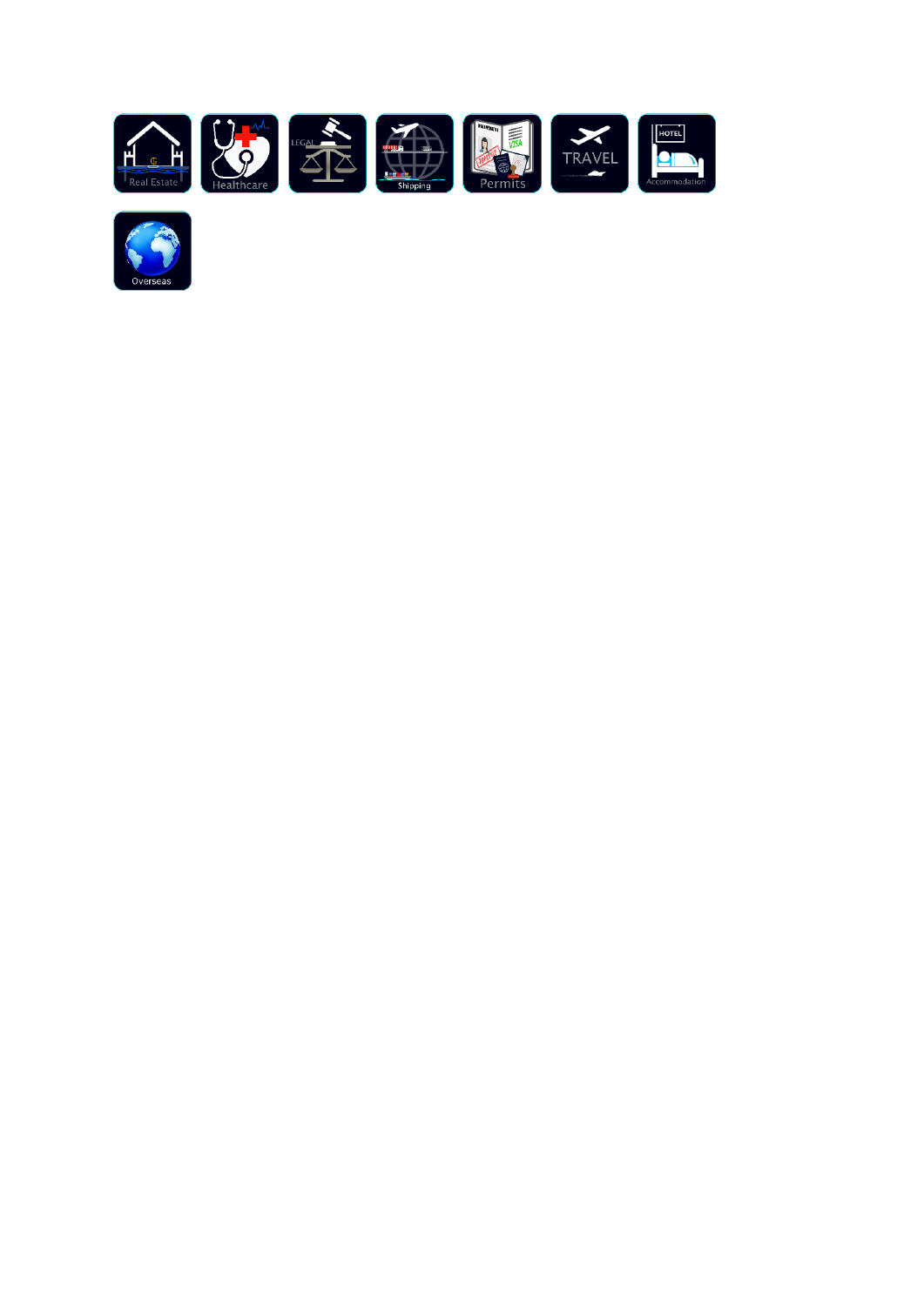Real Estate

Healthcare

LEGAL

Shipping

Permits

TRAVEL

Accommodation

Overseas